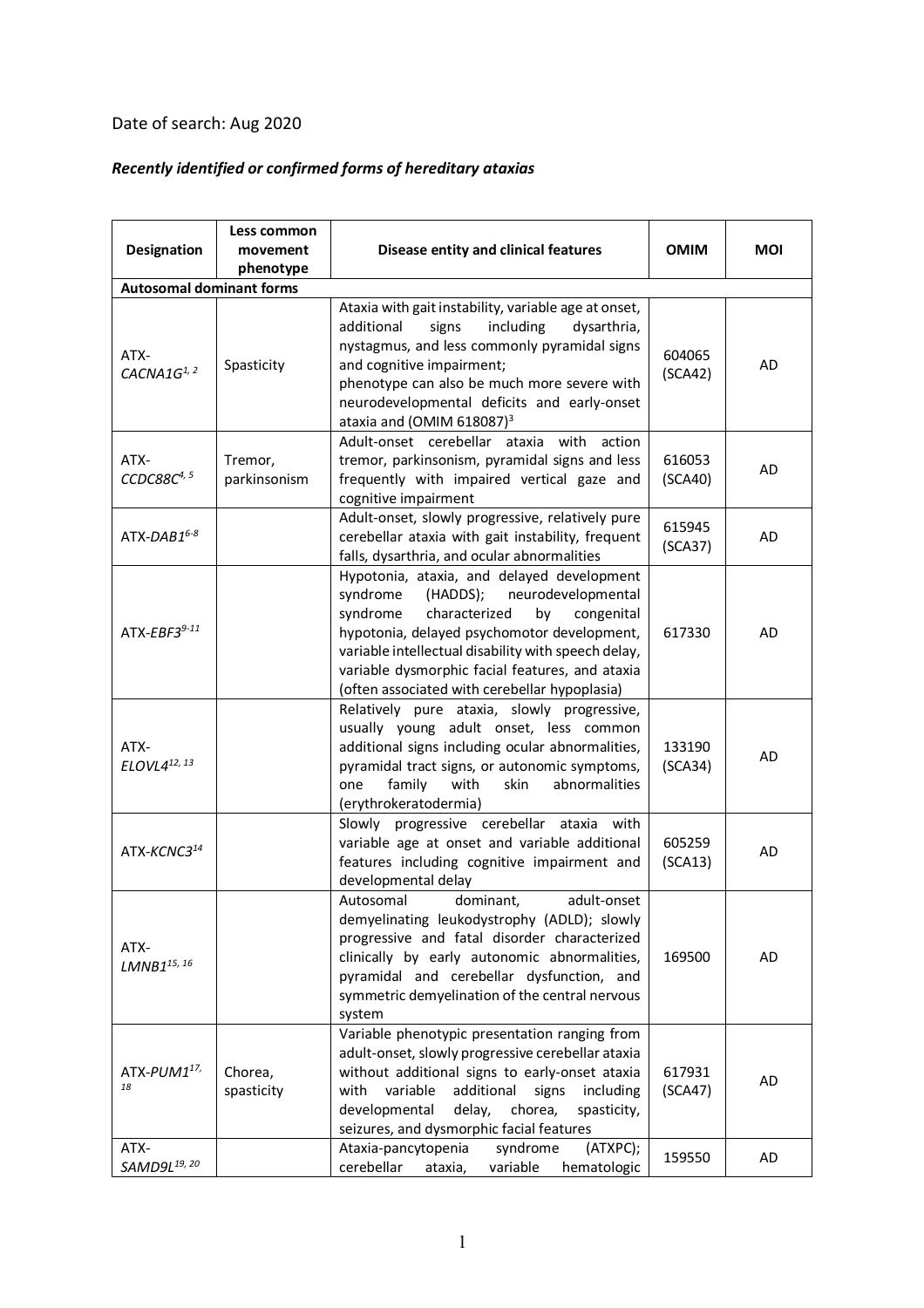Date of search: Aug 2020

***Recently identified or confirmed forms of hereditary ataxias***

| Designation | Less common movement phenotype | Disease entity and clinical features | OMIM | MOI |
|---|---|---|---|---|
| **Autosomal dominant forms** | | | | |
| ATX-*CACNA1G*[1, 2] | Spasticity | Ataxia with gait instability, variable age at onset, additional signs including dysarthria, nystagmus, and less commonly pyramidal signs and cognitive impairment; phenotype can also be much more severe with neurodevelopmental deficits and early-onset ataxia and (OMIM 618087)[3] | 604065 (SCA42) | AD |
| ATX-*CCDC88C*[4, 5] | Tremor, parkinsonism | Adult-onset cerebellar ataxia with action tremor, parkinsonism, pyramidal signs and less frequently with impaired vertical gaze and cognitive impairment | 616053 (SCA40) | AD |
| ATX-*DAB1*[6-8] | | Adult-onset, slowly progressive, relatively pure cerebellar ataxia with gait instability, frequent falls, dysarthria, and ocular abnormalities | 615945 (SCA37) | AD |
| ATX-*EBF3*[9-11] | | Hypotonia, ataxia, and delayed development syndrome (HADDS); neurodevelopmental syndrome characterized by congenital hypotonia, delayed psychomotor development, variable intellectual disability with speech delay, variable dysmorphic facial features, and ataxia (often associated with cerebellar hypoplasia) | 617330 | AD |
| ATX-*ELOVL4*[12, 13] | | Relatively pure ataxia, slowly progressive, usually young adult onset, less common additional signs including ocular abnormalities, pyramidal tract signs, or autonomic symptoms, one family with skin abnormalities (erythrokeratodermia) | 133190 (SCA34) | AD |
| ATX-*KCNC3*[14] | | Slowly progressive cerebellar ataxia with variable age at onset and variable additional features including cognitive impairment and developmental delay | 605259 (SCA13) | AD |
| ATX-*LMNB1*[15, 16] | | Autosomal dominant, adult-onset demyelinating leukodystrophy (ADLD); slowly progressive and fatal disorder characterized clinically by early autonomic abnormalities, pyramidal and cerebellar dysfunction, and symmetric demyelination of the central nervous system | 169500 | AD |
| ATX-*PUM1*[17, 18] | Chorea, spasticity | Variable phenotypic presentation ranging from adult-onset, slowly progressive cerebellar ataxia without additional signs to early-onset ataxia with variable additional signs including developmental delay, chorea, spasticity, seizures, and dysmorphic facial features | 617931 (SCA47) | AD |
| ATX-*SAMD9L*[19, 20] | | Ataxia-pancytopenia syndrome (ATXPC); cerebellar ataxia, variable hematologic | 159550 | AD |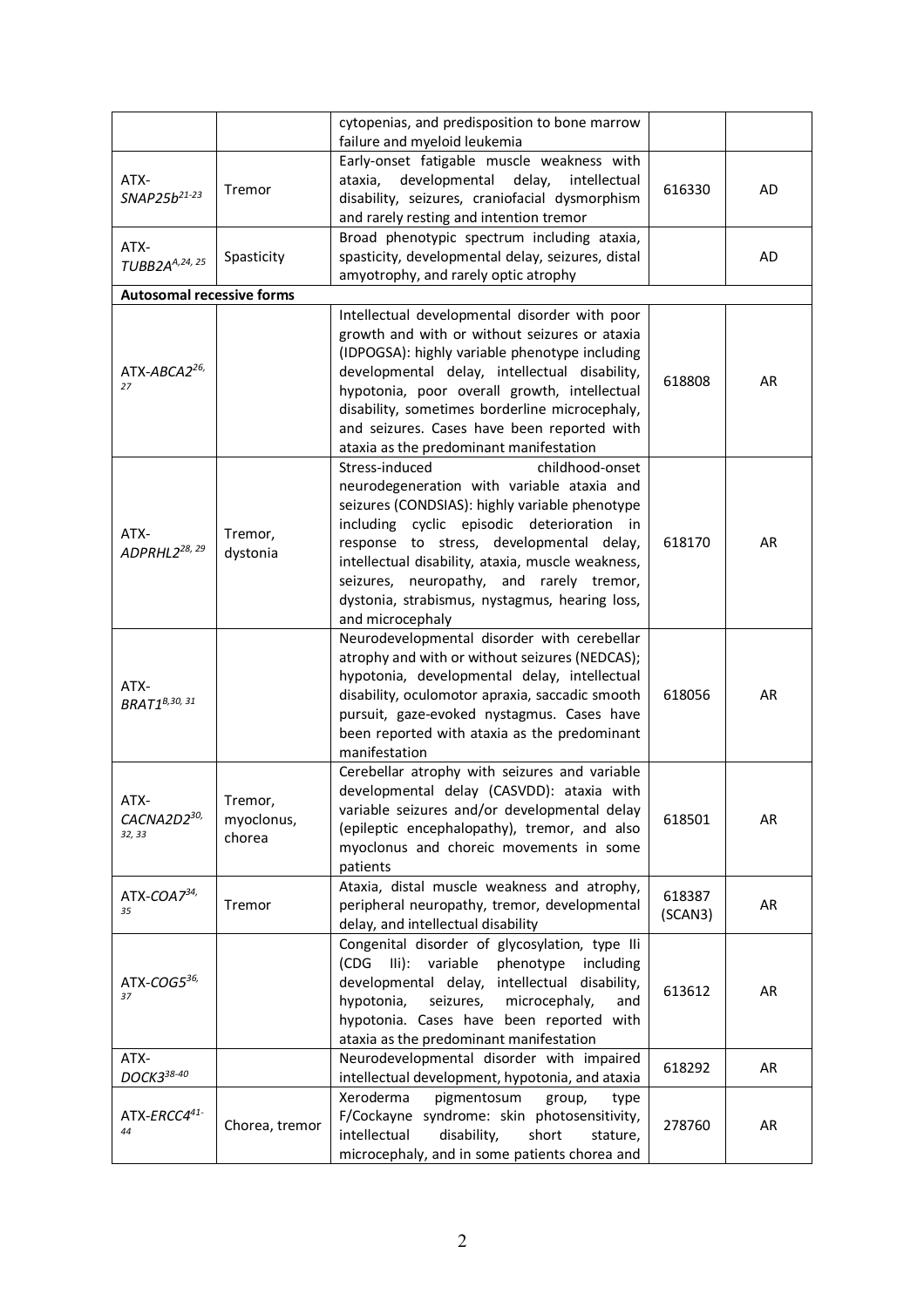| | | | | |
|---|---|---|---|---|
| | | cytopenias, and predisposition to bone marrow failure and myeloid leukemia | | |
| ATX-*SNAP25b*[21-23] | Tremor | Early-onset fatigable muscle weakness with ataxia, developmental delay, intellectual disability, seizures, craniofacial dysmorphism and rarely resting and intention tremor | 616330 | AD |
| ATX-*TUBB2A*[A,24, 25] | Spasticity | Broad phenotypic spectrum including ataxia, spasticity, developmental delay, seizures, distal amyotrophy, and rarely optic atrophy | | AD |
| **Autosomal recessive forms** | | | | |
| ATX-*ABCA2*[26, 27] | | Intellectual developmental disorder with poor growth and with or without seizures or ataxia (IDPOGSA): highly variable phenotype including developmental delay, intellectual disability, hypotonia, poor overall growth, intellectual disability, sometimes borderline microcephaly, and seizures. Cases have been reported with ataxia as the predominant manifestation | 618808 | AR |
| ATX-*ADPRHL2*[28, 29] | Tremor, dystonia | Stress-induced childhood-onset neurodegeneration with variable ataxia and seizures (CONDSIAS): highly variable phenotype including cyclic episodic deterioration in response to stress, developmental delay, intellectual disability, ataxia, muscle weakness, seizures, neuropathy, and rarely tremor, dystonia, strabismus, nystagmus, hearing loss, and microcephaly | 618170 | AR |
| ATX-*BRAT1*[B,30, 31] | | Neurodevelopmental disorder with cerebellar atrophy and with or without seizures (NEDCAS); hypotonia, developmental delay, intellectual disability, oculomotor apraxia, saccadic smooth pursuit, gaze-evoked nystagmus. Cases have been reported with ataxia as the predominant manifestation | 618056 | AR |
| ATX-*CACNA2D2*[30, 32, 33] | Tremor, myoclonus, chorea | Cerebellar atrophy with seizures and variable developmental delay (CASVDD): ataxia with variable seizures and/or developmental delay (epileptic encephalopathy), tremor, and also myoclonus and choreic movements in some patients | 618501 | AR |
| ATX-*COA7*[34, 35] | Tremor | Ataxia, distal muscle weakness and atrophy, peripheral neuropathy, tremor, developmental delay, and intellectual disability | 618387 (SCAN3) | AR |
| ATX-*COG5*[36, 37] | | Congenital disorder of glycosylation, type IIi (CDG IIi): variable phenotype including developmental delay, intellectual disability, hypotonia, seizures, microcephaly, and hypotonia. Cases have been reported with ataxia as the predominant manifestation | 613612 | AR |
| ATX-*DOCK3*[38-40] | | Neurodevelopmental disorder with impaired intellectual development, hypotonia, and ataxia | 618292 | AR |
| ATX-*ERCC4*[41-44] | Chorea, tremor | Xeroderma pigmentosum group, type F/Cockayne syndrome: skin photosensitivity, intellectual disability, short stature, microcephaly, and in some patients chorea and | 278760 | AR |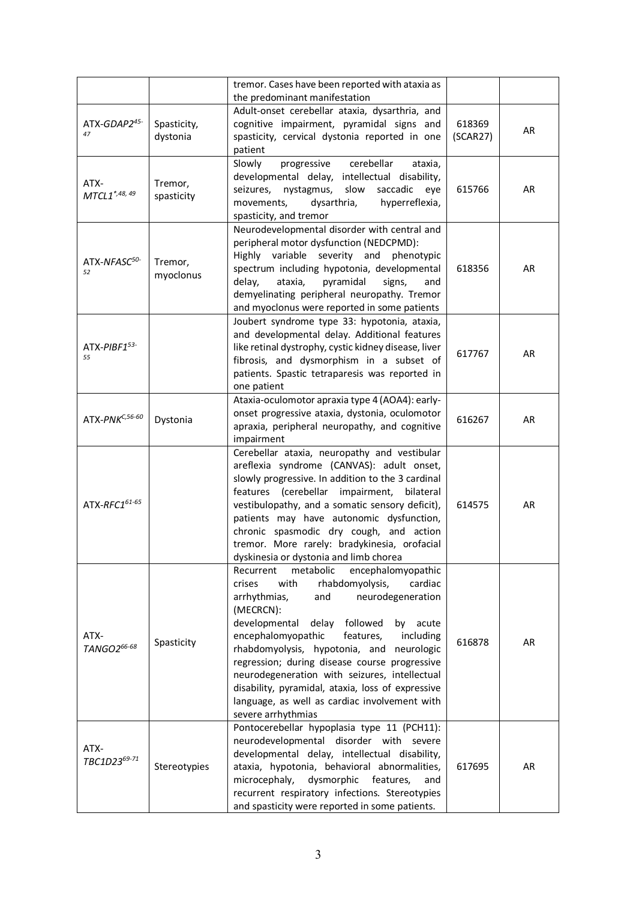| | | | | |
|---|---|---|---|---|
| | | tremor. Cases have been reported with ataxia as the predominant manifestation | | |
| ATX-*GDAP2*[45-47] | Spasticity, dystonia | Adult-onset cerebellar ataxia, dysarthria, and cognitive impairment, pyramidal signs and spasticity, cervical dystonia reported in one patient | 618369 (SCAR27) | AR |
| ATX-*MTCL1*[*,48, 49] | Tremor, spasticity | Slowly progressive cerebellar ataxia, developmental delay, intellectual disability, seizures, nystagmus, slow saccadic eye movements, dysarthria, hyperreflexia, spasticity, and tremor | 615766 | AR |
| ATX-*NFASC*[50-52] | Tremor, myoclonus | Neurodevelopmental disorder with central and peripheral motor dysfunction (NEDCPMD): Highly variable severity and phenotypic spectrum including hypotonia, developmental delay, ataxia, pyramidal signs, and demyelinating peripheral neuropathy. Tremor and myoclonus were reported in some patients | 618356 | AR |
| ATX-*PIBF1*[53-55] | | Joubert syndrome type 33: hypotonia, ataxia, and developmental delay. Additional features like retinal dystrophy, cystic kidney disease, liver fibrosis, and dysmorphism in a subset of patients. Spastic tetraparesis was reported in one patient | 617767 | AR |
| ATX-*PNK*[C,56-60] | Dystonia | Ataxia-oculomotor apraxia type 4 (AOA4): early-onset progressive ataxia, dystonia, oculomotor apraxia, peripheral neuropathy, and cognitive impairment | 616267 | AR |
| ATX-*RFC1*[61-65] | | Cerebellar ataxia, neuropathy and vestibular areflexia syndrome (CANVAS): adult onset, slowly progressive. In addition to the 3 cardinal features (cerebellar impairment, bilateral vestibulopathy, and a somatic sensory deficit), patients may have autonomic dysfunction, chronic spasmodic dry cough, and action tremor. More rarely: bradykinesia, orofacial dyskinesia or dystonia and limb chorea | 614575 | AR |
| ATX-*TANGO2*[66-68] | Spasticity | Recurrent metabolic encephalomyopathic crises with rhabdomyolysis, cardiac arrhythmias, and neurodegeneration (MECRCN): developmental delay followed by acute encephalomyopathic features, including rhabdomyolysis, hypotonia, and neurologic regression; during disease course progressive neurodegeneration with seizures, intellectual disability, pyramidal, ataxia, loss of expressive language, as well as cardiac involvement with severe arrhythmias | 616878 | AR |
| ATX-*TBC1D23*[69-71] | Stereotypies | Pontocerebellar hypoplasia type 11 (PCH11): neurodevelopmental disorder with severe developmental delay, intellectual disability, ataxia, hypotonia, behavioral abnormalities, microcephaly, dysmorphic features, and recurrent respiratory infections. Stereotypies and spasticity were reported in some patients. | 617695 | AR |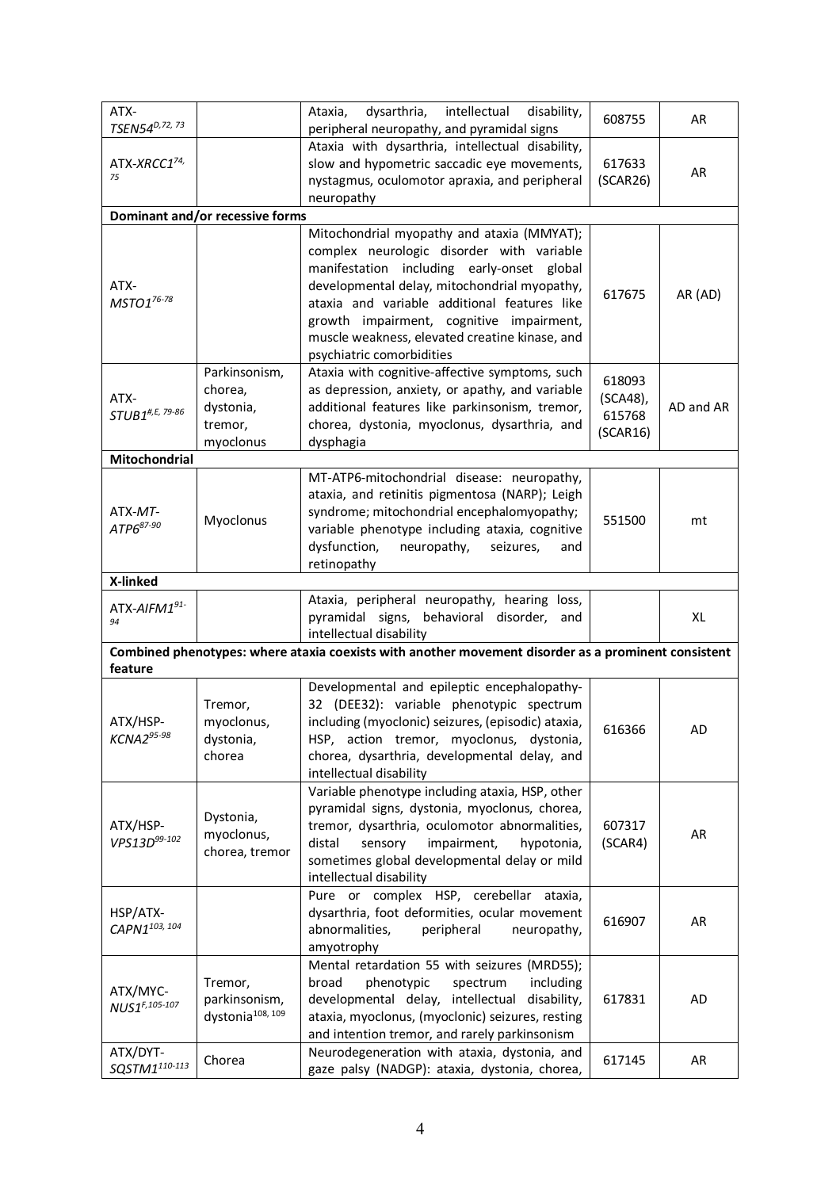| | | | | |
|---|---|---|---|---|
| ATX-*TSEN54*[D,72, 73] | | Ataxia, dysarthria, intellectual disability, peripheral neuropathy, and pyramidal signs | 608755 | AR |
| ATX-*XRCC1*[74, 75] | | Ataxia with dysarthria, intellectual disability, slow and hypometric saccadic eye movements, nystagmus, oculomotor apraxia, and peripheral neuropathy | 617633 (SCAR26) | AR |
| **Dominant and/or recessive forms** | | | | |
| ATX-*MSTO1*[76-78] | | Mitochondrial myopathy and ataxia (MMYAT); complex neurologic disorder with variable manifestation including early-onset global developmental delay, mitochondrial myopathy, ataxia and variable additional features like growth impairment, cognitive impairment, muscle weakness, elevated creatine kinase, and psychiatric comorbidities | 617675 | AR (AD) |
| ATX-*STUB1*[#,E, 79-86] | Parkinsonism, chorea, dystonia, tremor, myoclonus | Ataxia with cognitive-affective symptoms, such as depression, anxiety, or apathy, and variable additional features like parkinsonism, tremor, chorea, dystonia, myoclonus, dysarthria, and dysphagia | 618093 (SCA48), 615768 (SCAR16) | AD and AR |
| **Mitochondrial** | | | | |
| ATX-*MT-ATP6*[87-90] | Myoclonus | MT-ATP6-mitochondrial disease: neuropathy, ataxia, and retinitis pigmentosa (NARP); Leigh syndrome; mitochondrial encephalomyopathy; variable phenotype including ataxia, cognitive dysfunction, neuropathy, seizures, and retinopathy | 551500 | mt |
| **X-linked** | | | | |
| ATX-*AIFM1*[91-94] | | Ataxia, peripheral neuropathy, hearing loss, pyramidal signs, behavioral disorder, and intellectual disability | | XL |
| **Combined phenotypes: where ataxia coexists with another movement disorder as a prominent consistent feature** | | | | |
| ATX/HSP-*KCNA2*[95-98] | Tremor, myoclonus, dystonia, chorea | Developmental and epileptic encephalopathy-32 (DEE32): variable phenotypic spectrum including (myoclonic) seizures, (episodic) ataxia, HSP, action tremor, myoclonus, dystonia, chorea, dysarthria, developmental delay, and intellectual disability | 616366 | AD |
| ATX/HSP-*VPS13D*[99-102] | Dystonia, myoclonus, chorea, tremor | Variable phenotype including ataxia, HSP, other pyramidal signs, dystonia, myoclonus, chorea, tremor, dysarthria, oculomotor abnormalities, distal sensory impairment, hypotonia, sometimes global developmental delay or mild intellectual disability | 607317 (SCAR4) | AR |
| HSP/ATX-*CAPN1*[103, 104] | | Pure or complex HSP, cerebellar ataxia, dysarthria, foot deformities, ocular movement abnormalities, peripheral neuropathy, amyotrophy | 616907 | AR |
| ATX/MYC-*NUS1*[F,105-107] | Tremor, parkinsonism, dystonia[108, 109] | Mental retardation 55 with seizures (MRD55); broad phenotypic spectrum including developmental delay, intellectual disability, ataxia, myoclonus, (myoclonic) seizures, resting and intention tremor, and rarely parkinsonism | 617831 | AD |
| ATX/DYT-*SQSTM1*[110-113] | Chorea | Neurodegeneration with ataxia, dystonia, and gaze palsy (NADGP): ataxia, dystonia, chorea, | 617145 | AR |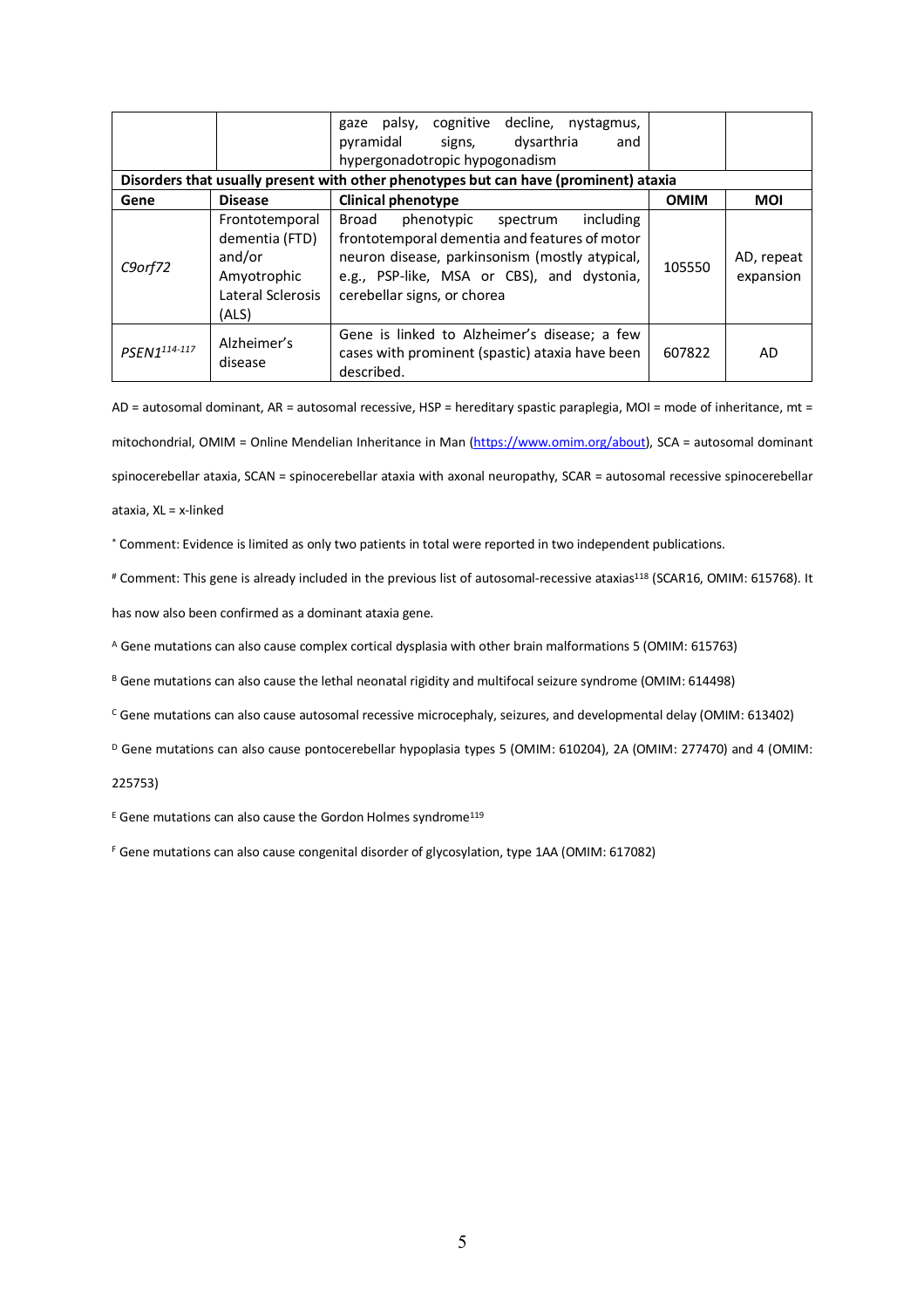| | | gaze palsy, cognitive decline, nystagmus, pyramidal signs, dysarthria and hypergonadotropic hypogonadism | | |
|---|---|---|---|---|
| **Disorders that usually present with other phenotypes but can have (prominent) ataxia** | | | | |
| **Gene** | **Disease** | **Clinical phenotype** | **OMIM** | **MOI** |
| *C9orf72* | Frontotemporal dementia (FTD) and/or Amyotrophic Lateral Sclerosis (ALS) | Broad phenotypic spectrum including frontotemporal dementia and features of motor neuron disease, parkinsonism (mostly atypical, e.g., PSP-like, MSA or CBS), and dystonia, cerebellar signs, or chorea | 105550 | AD, repeat expansion |
| *PSEN1*[114-117] | Alzheimer's disease | Gene is linked to Alzheimer's disease; a few cases with prominent (spastic) ataxia have been described. | 607822 | AD |

AD = autosomal dominant, AR = autosomal recessive, HSP = hereditary spastic paraplegia, MOI = mode of inheritance, mt = mitochondrial, OMIM = Online Mendelian Inheritance in Man (https://www.omim.org/about), SCA = autosomal dominant spinocerebellar ataxia, SCAN = spinocerebellar ataxia with axonal neuropathy, SCAR = autosomal recessive spinocerebellar ataxia, XL = x-linked

[*] Comment: Evidence is limited as only two patients in total were reported in two independent publications.

[#] Comment: This gene is already included in the previous list of autosomal-recessive ataxias[118] (SCAR16, OMIM: 615768). It has now also been confirmed as a dominant ataxia gene.

[A] Gene mutations can also cause complex cortical dysplasia with other brain malformations 5 (OMIM: 615763)

[B] Gene mutations can also cause the lethal neonatal rigidity and multifocal seizure syndrome (OMIM: 614498)

[C] Gene mutations can also cause autosomal recessive microcephaly, seizures, and developmental delay (OMIM: 613402)

[D] Gene mutations can also cause pontocerebellar hypoplasia types 5 (OMIM: 610204), 2A (OMIM: 277470) and 4 (OMIM: 225753)

[E] Gene mutations can also cause the Gordon Holmes syndrome[119]

[F] Gene mutations can also cause congenital disorder of glycosylation, type 1AA (OMIM: 617082)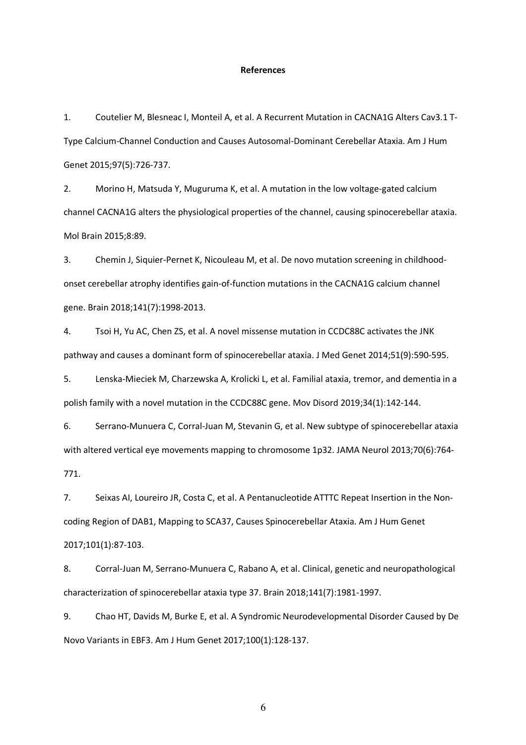**References**

1. Coutelier M, Blesneac I, Monteil A, et al. A Recurrent Mutation in CACNA1G Alters Cav3.1 T-Type Calcium-Channel Conduction and Causes Autosomal-Dominant Cerebellar Ataxia. Am J Hum Genet 2015;97(5):726-737.

2. Morino H, Matsuda Y, Muguruma K, et al. A mutation in the low voltage-gated calcium channel CACNA1G alters the physiological properties of the channel, causing spinocerebellar ataxia. Mol Brain 2015;8:89.

3. Chemin J, Siquier-Pernet K, Nicouleau M, et al. De novo mutation screening in childhood-onset cerebellar atrophy identifies gain-of-function mutations in the CACNA1G calcium channel gene. Brain 2018;141(7):1998-2013.

4. Tsoi H, Yu AC, Chen ZS, et al. A novel missense mutation in CCDC88C activates the JNK pathway and causes a dominant form of spinocerebellar ataxia. J Med Genet 2014;51(9):590-595.

5. Lenska-Mieciek M, Charzewska A, Krolicki L, et al. Familial ataxia, tremor, and dementia in a polish family with a novel mutation in the CCDC88C gene. Mov Disord 2019;34(1):142-144.

6. Serrano-Munuera C, Corral-Juan M, Stevanin G, et al. New subtype of spinocerebellar ataxia with altered vertical eye movements mapping to chromosome 1p32. JAMA Neurol 2013;70(6):764-771.

7. Seixas AI, Loureiro JR, Costa C, et al. A Pentanucleotide ATTTC Repeat Insertion in the Non-coding Region of DAB1, Mapping to SCA37, Causes Spinocerebellar Ataxia. Am J Hum Genet 2017;101(1):87-103.

8. Corral-Juan M, Serrano-Munuera C, Rabano A, et al. Clinical, genetic and neuropathological characterization of spinocerebellar ataxia type 37. Brain 2018;141(7):1981-1997.

9. Chao HT, Davids M, Burke E, et al. A Syndromic Neurodevelopmental Disorder Caused by De Novo Variants in EBF3. Am J Hum Genet 2017;100(1):128-137.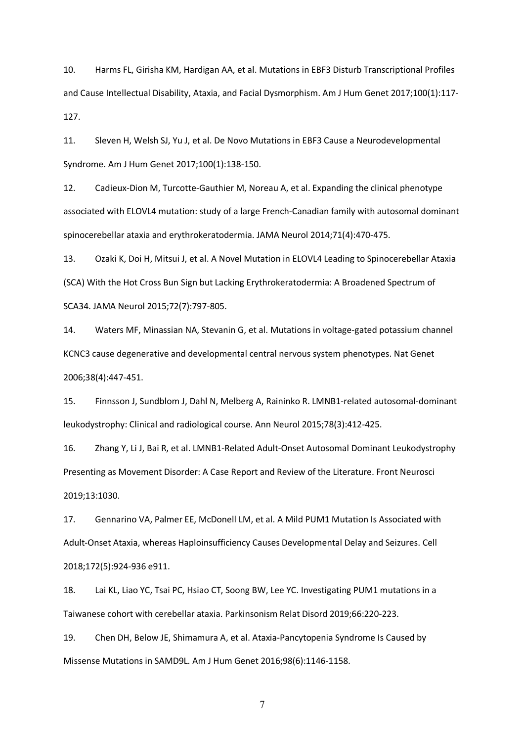10. Harms FL, Girisha KM, Hardigan AA, et al. Mutations in EBF3 Disturb Transcriptional Profiles and Cause Intellectual Disability, Ataxia, and Facial Dysmorphism. Am J Hum Genet 2017;100(1):117-127.

11. Sleven H, Welsh SJ, Yu J, et al. De Novo Mutations in EBF3 Cause a Neurodevelopmental Syndrome. Am J Hum Genet 2017;100(1):138-150.

12. Cadieux-Dion M, Turcotte-Gauthier M, Noreau A, et al. Expanding the clinical phenotype associated with ELOVL4 mutation: study of a large French-Canadian family with autosomal dominant spinocerebellar ataxia and erythrokeratodermia. JAMA Neurol 2014;71(4):470-475.

13. Ozaki K, Doi H, Mitsui J, et al. A Novel Mutation in ELOVL4 Leading to Spinocerebellar Ataxia (SCA) With the Hot Cross Bun Sign but Lacking Erythrokeratodermia: A Broadened Spectrum of SCA34. JAMA Neurol 2015;72(7):797-805.

14. Waters MF, Minassian NA, Stevanin G, et al. Mutations in voltage-gated potassium channel KCNC3 cause degenerative and developmental central nervous system phenotypes. Nat Genet 2006;38(4):447-451.

15. Finnsson J, Sundblom J, Dahl N, Melberg A, Raininko R. LMNB1-related autosomal-dominant leukodystrophy: Clinical and radiological course. Ann Neurol 2015;78(3):412-425.

16. Zhang Y, Li J, Bai R, et al. LMNB1-Related Adult-Onset Autosomal Dominant Leukodystrophy Presenting as Movement Disorder: A Case Report and Review of the Literature. Front Neurosci 2019;13:1030.

17. Gennarino VA, Palmer EE, McDonell LM, et al. A Mild PUM1 Mutation Is Associated with Adult-Onset Ataxia, whereas Haploinsufficiency Causes Developmental Delay and Seizures. Cell 2018;172(5):924-936 e911.

18. Lai KL, Liao YC, Tsai PC, Hsiao CT, Soong BW, Lee YC. Investigating PUM1 mutations in a Taiwanese cohort with cerebellar ataxia. Parkinsonism Relat Disord 2019;66:220-223.

19. Chen DH, Below JE, Shimamura A, et al. Ataxia-Pancytopenia Syndrome Is Caused by Missense Mutations in SAMD9L. Am J Hum Genet 2016;98(6):1146-1158.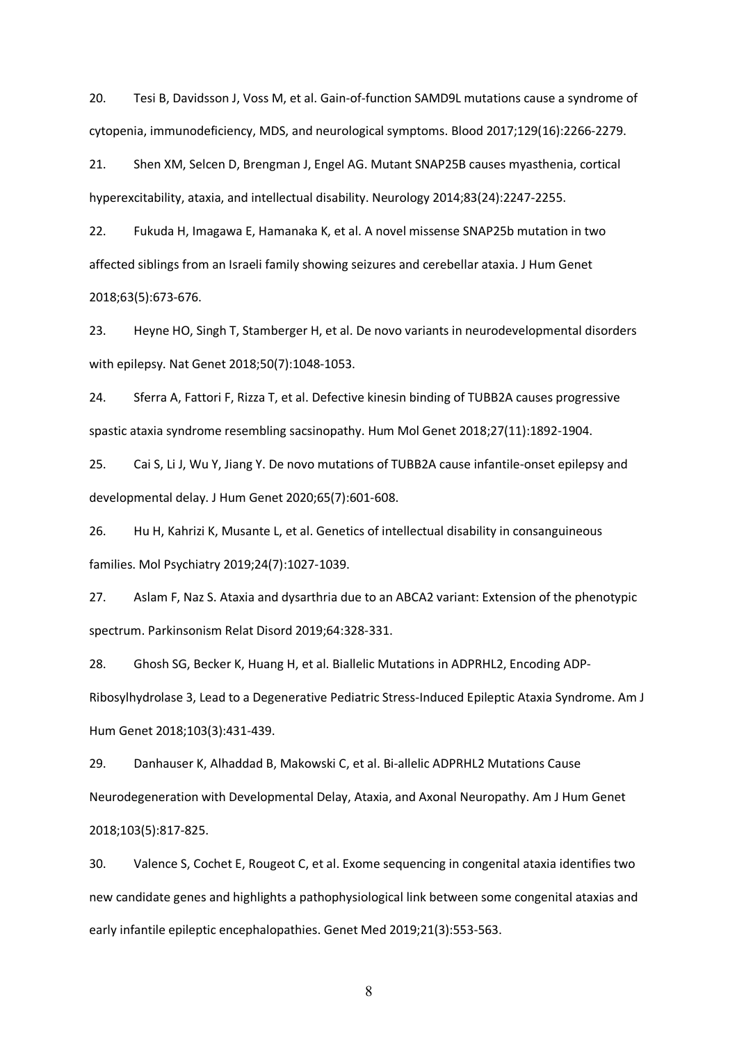20. Tesi B, Davidsson J, Voss M, et al. Gain-of-function SAMD9L mutations cause a syndrome of cytopenia, immunodeficiency, MDS, and neurological symptoms. Blood 2017;129(16):2266-2279.

21. Shen XM, Selcen D, Brengman J, Engel AG. Mutant SNAP25B causes myasthenia, cortical hyperexcitability, ataxia, and intellectual disability. Neurology 2014;83(24):2247-2255.

22. Fukuda H, Imagawa E, Hamanaka K, et al. A novel missense SNAP25b mutation in two affected siblings from an Israeli family showing seizures and cerebellar ataxia. J Hum Genet 2018;63(5):673-676.

23. Heyne HO, Singh T, Stamberger H, et al. De novo variants in neurodevelopmental disorders with epilepsy. Nat Genet 2018;50(7):1048-1053.

24. Sferra A, Fattori F, Rizza T, et al. Defective kinesin binding of TUBB2A causes progressive spastic ataxia syndrome resembling sacsinopathy. Hum Mol Genet 2018;27(11):1892-1904.

25. Cai S, Li J, Wu Y, Jiang Y. De novo mutations of TUBB2A cause infantile-onset epilepsy and developmental delay. J Hum Genet 2020;65(7):601-608.

26. Hu H, Kahrizi K, Musante L, et al. Genetics of intellectual disability in consanguineous families. Mol Psychiatry 2019;24(7):1027-1039.

27. Aslam F, Naz S. Ataxia and dysarthria due to an ABCA2 variant: Extension of the phenotypic spectrum. Parkinsonism Relat Disord 2019;64:328-331.

28. Ghosh SG, Becker K, Huang H, et al. Biallelic Mutations in ADPRHL2, Encoding ADP-Ribosylhydrolase 3, Lead to a Degenerative Pediatric Stress-Induced Epileptic Ataxia Syndrome. Am J Hum Genet 2018;103(3):431-439.

29. Danhauser K, Alhaddad B, Makowski C, et al. Bi-allelic ADPRHL2 Mutations Cause Neurodegeneration with Developmental Delay, Ataxia, and Axonal Neuropathy. Am J Hum Genet 2018;103(5):817-825.

30. Valence S, Cochet E, Rougeot C, et al. Exome sequencing in congenital ataxia identifies two new candidate genes and highlights a pathophysiological link between some congenital ataxias and early infantile epileptic encephalopathies. Genet Med 2019;21(3):553-563.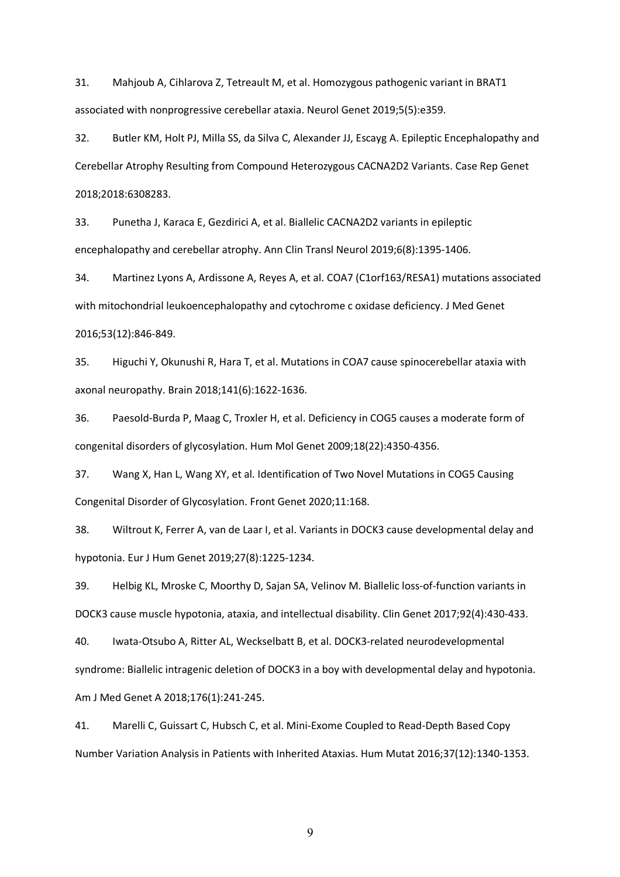31. Mahjoub A, Cihlarova Z, Tetreault M, et al. Homozygous pathogenic variant in BRAT1 associated with nonprogressive cerebellar ataxia. Neurol Genet 2019;5(5):e359.

32. Butler KM, Holt PJ, Milla SS, da Silva C, Alexander JJ, Escayg A. Epileptic Encephalopathy and Cerebellar Atrophy Resulting from Compound Heterozygous CACNA2D2 Variants. Case Rep Genet 2018;2018:6308283.

33. Punetha J, Karaca E, Gezdirici A, et al. Biallelic CACNA2D2 variants in epileptic encephalopathy and cerebellar atrophy. Ann Clin Transl Neurol 2019;6(8):1395-1406.

34. Martinez Lyons A, Ardissone A, Reyes A, et al. COA7 (C1orf163/RESA1) mutations associated with mitochondrial leukoencephalopathy and cytochrome c oxidase deficiency. J Med Genet 2016;53(12):846-849.

35. Higuchi Y, Okunushi R, Hara T, et al. Mutations in COA7 cause spinocerebellar ataxia with axonal neuropathy. Brain 2018;141(6):1622-1636.

36. Paesold-Burda P, Maag C, Troxler H, et al. Deficiency in COG5 causes a moderate form of congenital disorders of glycosylation. Hum Mol Genet 2009;18(22):4350-4356.

37. Wang X, Han L, Wang XY, et al. Identification of Two Novel Mutations in COG5 Causing Congenital Disorder of Glycosylation. Front Genet 2020;11:168.

38. Wiltrout K, Ferrer A, van de Laar I, et al. Variants in DOCK3 cause developmental delay and hypotonia. Eur J Hum Genet 2019;27(8):1225-1234.

39. Helbig KL, Mroske C, Moorthy D, Sajan SA, Velinov M. Biallelic loss-of-function variants in DOCK3 cause muscle hypotonia, ataxia, and intellectual disability. Clin Genet 2017;92(4):430-433.

40. Iwata-Otsubo A, Ritter AL, Weckselbatt B, et al. DOCK3-related neurodevelopmental syndrome: Biallelic intragenic deletion of DOCK3 in a boy with developmental delay and hypotonia. Am J Med Genet A 2018;176(1):241-245.

41. Marelli C, Guissart C, Hubsch C, et al. Mini-Exome Coupled to Read-Depth Based Copy Number Variation Analysis in Patients with Inherited Ataxias. Hum Mutat 2016;37(12):1340-1353.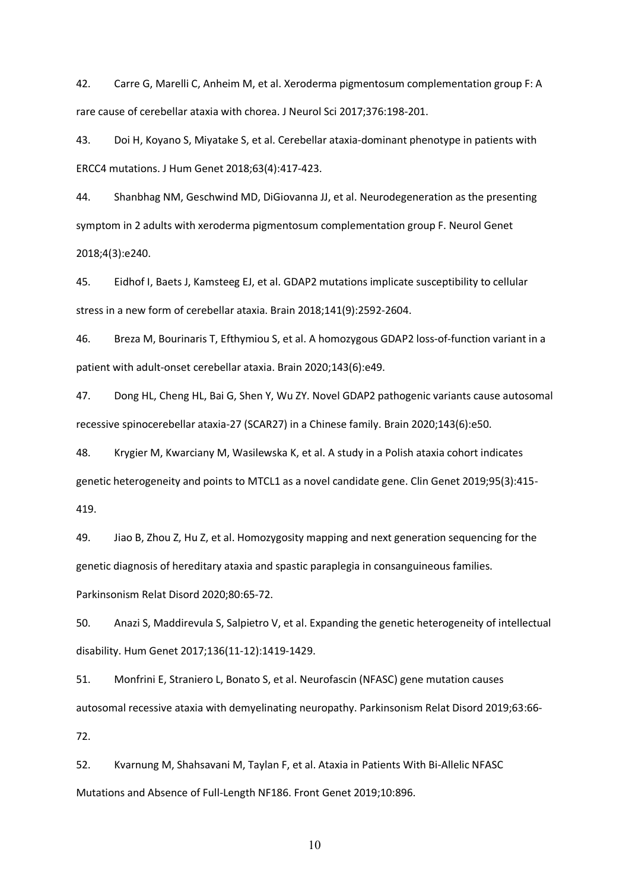42. Carre G, Marelli C, Anheim M, et al. Xeroderma pigmentosum complementation group F: A rare cause of cerebellar ataxia with chorea. J Neurol Sci 2017;376:198-201.

43. Doi H, Koyano S, Miyatake S, et al. Cerebellar ataxia-dominant phenotype in patients with ERCC4 mutations. J Hum Genet 2018;63(4):417-423.

44. Shanbhag NM, Geschwind MD, DiGiovanna JJ, et al. Neurodegeneration as the presenting symptom in 2 adults with xeroderma pigmentosum complementation group F. Neurol Genet 2018;4(3):e240.

45. Eidhof I, Baets J, Kamsteeg EJ, et al. GDAP2 mutations implicate susceptibility to cellular stress in a new form of cerebellar ataxia. Brain 2018;141(9):2592-2604.

46. Breza M, Bourinaris T, Efthymiou S, et al. A homozygous GDAP2 loss-of-function variant in a patient with adult-onset cerebellar ataxia. Brain 2020;143(6):e49.

47. Dong HL, Cheng HL, Bai G, Shen Y, Wu ZY. Novel GDAP2 pathogenic variants cause autosomal recessive spinocerebellar ataxia-27 (SCAR27) in a Chinese family. Brain 2020;143(6):e50.

48. Krygier M, Kwarciany M, Wasilewska K, et al. A study in a Polish ataxia cohort indicates genetic heterogeneity and points to MTCL1 as a novel candidate gene. Clin Genet 2019;95(3):415-419.

49. Jiao B, Zhou Z, Hu Z, et al. Homozygosity mapping and next generation sequencing for the genetic diagnosis of hereditary ataxia and spastic paraplegia in consanguineous families. Parkinsonism Relat Disord 2020;80:65-72.

50. Anazi S, Maddirevula S, Salpietro V, et al. Expanding the genetic heterogeneity of intellectual disability. Hum Genet 2017;136(11-12):1419-1429.

51. Monfrini E, Straniero L, Bonato S, et al. Neurofascin (NFASC) gene mutation causes autosomal recessive ataxia with demyelinating neuropathy. Parkinsonism Relat Disord 2019;63:66-72.

52. Kvarnung M, Shahsavani M, Taylan F, et al. Ataxia in Patients With Bi-Allelic NFASC Mutations and Absence of Full-Length NF186. Front Genet 2019;10:896.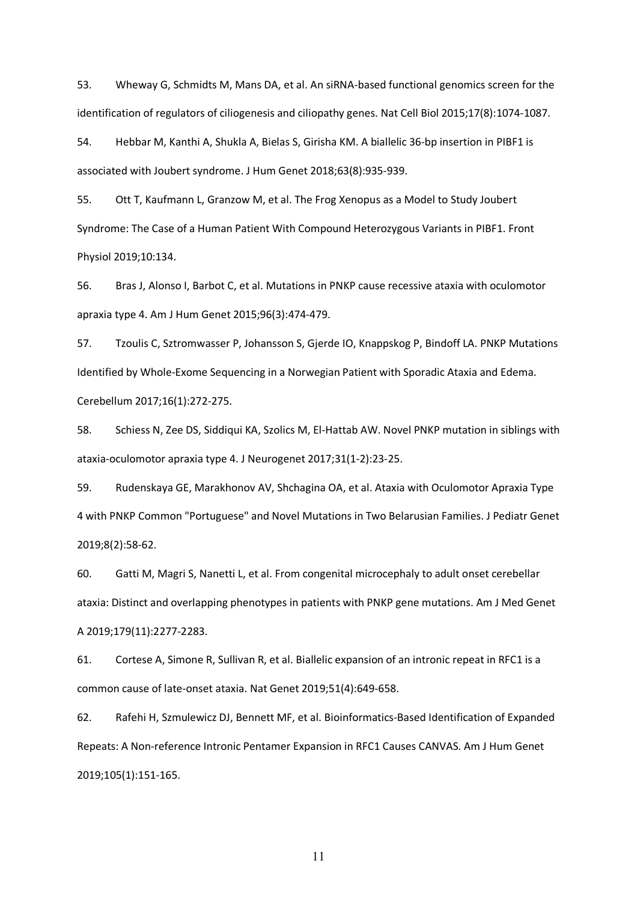53. Wheway G, Schmidts M, Mans DA, et al. An siRNA-based functional genomics screen for the identification of regulators of ciliogenesis and ciliopathy genes. Nat Cell Biol 2015;17(8):1074-1087.

54. Hebbar M, Kanthi A, Shukla A, Bielas S, Girisha KM. A biallelic 36-bp insertion in PIBF1 is associated with Joubert syndrome. J Hum Genet 2018;63(8):935-939.

55. Ott T, Kaufmann L, Granzow M, et al. The Frog Xenopus as a Model to Study Joubert Syndrome: The Case of a Human Patient With Compound Heterozygous Variants in PIBF1. Front Physiol 2019;10:134.

56. Bras J, Alonso I, Barbot C, et al. Mutations in PNKP cause recessive ataxia with oculomotor apraxia type 4. Am J Hum Genet 2015;96(3):474-479.

57. Tzoulis C, Sztromwasser P, Johansson S, Gjerde IO, Knappskog P, Bindoff LA. PNKP Mutations Identified by Whole-Exome Sequencing in a Norwegian Patient with Sporadic Ataxia and Edema. Cerebellum 2017;16(1):272-275.

58. Schiess N, Zee DS, Siddiqui KA, Szolics M, El-Hattab AW. Novel PNKP mutation in siblings with ataxia-oculomotor apraxia type 4. J Neurogenet 2017;31(1-2):23-25.

59. Rudenskaya GE, Marakhonov AV, Shchagina OA, et al. Ataxia with Oculomotor Apraxia Type 4 with PNKP Common "Portuguese" and Novel Mutations in Two Belarusian Families. J Pediatr Genet 2019;8(2):58-62.

60. Gatti M, Magri S, Nanetti L, et al. From congenital microcephaly to adult onset cerebellar ataxia: Distinct and overlapping phenotypes in patients with PNKP gene mutations. Am J Med Genet A 2019;179(11):2277-2283.

61. Cortese A, Simone R, Sullivan R, et al. Biallelic expansion of an intronic repeat in RFC1 is a common cause of late-onset ataxia. Nat Genet 2019;51(4):649-658.

62. Rafehi H, Szmulewicz DJ, Bennett MF, et al. Bioinformatics-Based Identification of Expanded Repeats: A Non-reference Intronic Pentamer Expansion in RFC1 Causes CANVAS. Am J Hum Genet 2019;105(1):151-165.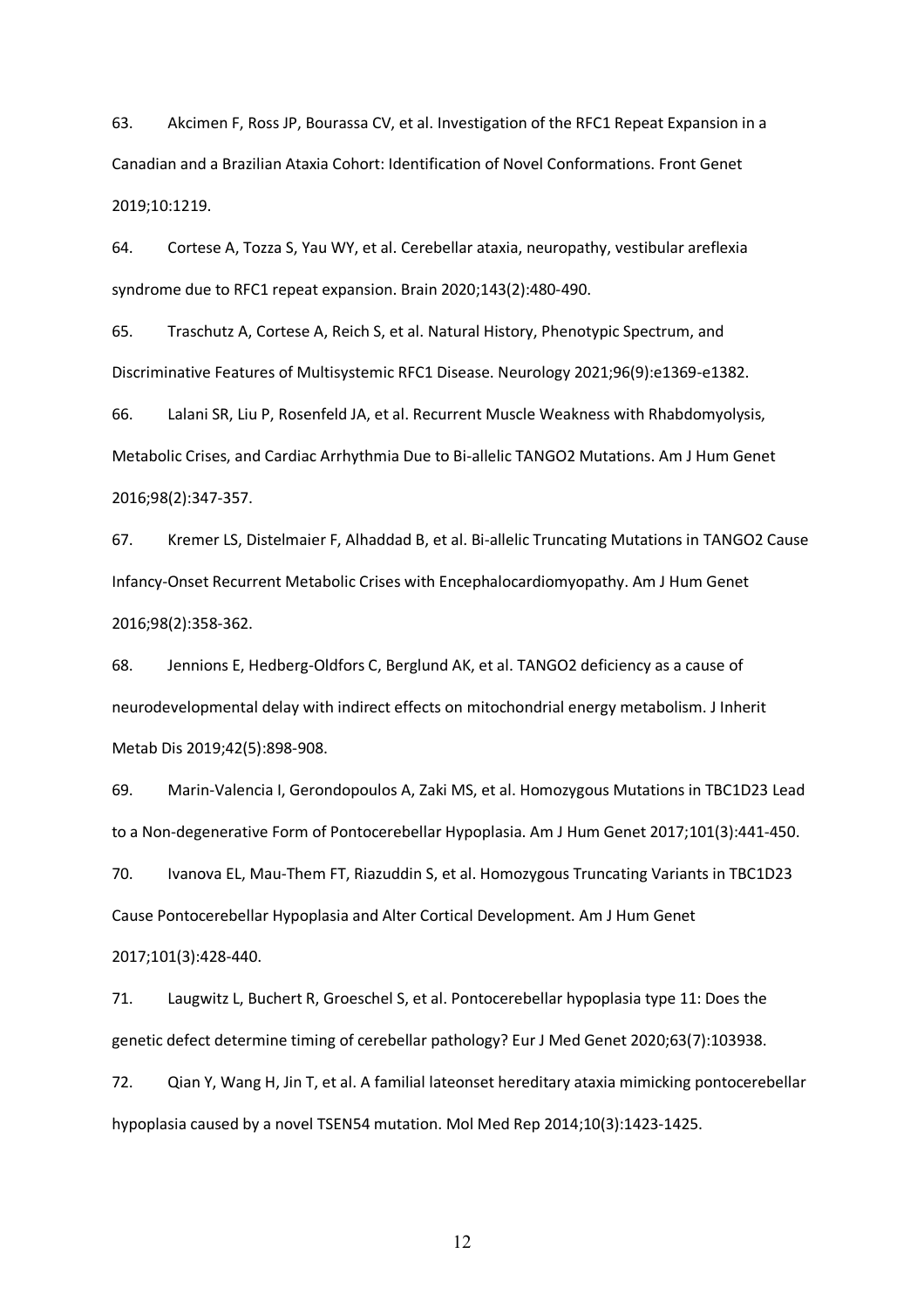63. Akcimen F, Ross JP, Bourassa CV, et al. Investigation of the RFC1 Repeat Expansion in a Canadian and a Brazilian Ataxia Cohort: Identification of Novel Conformations. Front Genet 2019;10:1219.

64. Cortese A, Tozza S, Yau WY, et al. Cerebellar ataxia, neuropathy, vestibular areflexia syndrome due to RFC1 repeat expansion. Brain 2020;143(2):480-490.

65. Traschutz A, Cortese A, Reich S, et al. Natural History, Phenotypic Spectrum, and Discriminative Features of Multisystemic RFC1 Disease. Neurology 2021;96(9):e1369-e1382.

66. Lalani SR, Liu P, Rosenfeld JA, et al. Recurrent Muscle Weakness with Rhabdomyolysis, Metabolic Crises, and Cardiac Arrhythmia Due to Bi-allelic TANGO2 Mutations. Am J Hum Genet 2016;98(2):347-357.

67. Kremer LS, Distelmaier F, Alhaddad B, et al. Bi-allelic Truncating Mutations in TANGO2 Cause Infancy-Onset Recurrent Metabolic Crises with Encephalocardiomyopathy. Am J Hum Genet 2016;98(2):358-362.

68. Jennions E, Hedberg-Oldfors C, Berglund AK, et al. TANGO2 deficiency as a cause of neurodevelopmental delay with indirect effects on mitochondrial energy metabolism. J Inherit Metab Dis 2019;42(5):898-908.

69. Marin-Valencia I, Gerondopoulos A, Zaki MS, et al. Homozygous Mutations in TBC1D23 Lead to a Non-degenerative Form of Pontocerebellar Hypoplasia. Am J Hum Genet 2017;101(3):441-450.

70. Ivanova EL, Mau-Them FT, Riazuddin S, et al. Homozygous Truncating Variants in TBC1D23 Cause Pontocerebellar Hypoplasia and Alter Cortical Development. Am J Hum Genet 2017;101(3):428-440.

71. Laugwitz L, Buchert R, Groeschel S, et al. Pontocerebellar hypoplasia type 11: Does the genetic defect determine timing of cerebellar pathology? Eur J Med Genet 2020;63(7):103938.

72. Qian Y, Wang H, Jin T, et al. A familial lateonset hereditary ataxia mimicking pontocerebellar hypoplasia caused by a novel TSEN54 mutation. Mol Med Rep 2014;10(3):1423-1425.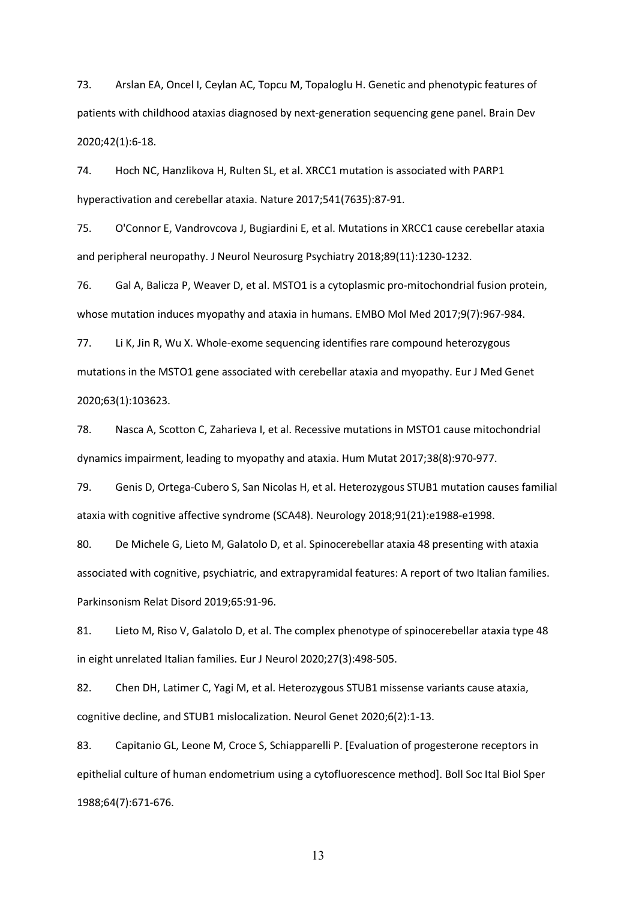73. Arslan EA, Oncel I, Ceylan AC, Topcu M, Topaloglu H. Genetic and phenotypic features of patients with childhood ataxias diagnosed by next-generation sequencing gene panel. Brain Dev 2020;42(1):6-18.

74. Hoch NC, Hanzlikova H, Rulten SL, et al. XRCC1 mutation is associated with PARP1 hyperactivation and cerebellar ataxia. Nature 2017;541(7635):87-91.

75. O'Connor E, Vandrovcova J, Bugiardini E, et al. Mutations in XRCC1 cause cerebellar ataxia and peripheral neuropathy. J Neurol Neurosurg Psychiatry 2018;89(11):1230-1232.

76. Gal A, Balicza P, Weaver D, et al. MSTO1 is a cytoplasmic pro-mitochondrial fusion protein, whose mutation induces myopathy and ataxia in humans. EMBO Mol Med 2017;9(7):967-984.

77. Li K, Jin R, Wu X. Whole-exome sequencing identifies rare compound heterozygous mutations in the MSTO1 gene associated with cerebellar ataxia and myopathy. Eur J Med Genet 2020;63(1):103623.

78. Nasca A, Scotton C, Zaharieva I, et al. Recessive mutations in MSTO1 cause mitochondrial dynamics impairment, leading to myopathy and ataxia. Hum Mutat 2017;38(8):970-977.

79. Genis D, Ortega-Cubero S, San Nicolas H, et al. Heterozygous STUB1 mutation causes familial ataxia with cognitive affective syndrome (SCA48). Neurology 2018;91(21):e1988-e1998.

80. De Michele G, Lieto M, Galatolo D, et al. Spinocerebellar ataxia 48 presenting with ataxia associated with cognitive, psychiatric, and extrapyramidal features: A report of two Italian families. Parkinsonism Relat Disord 2019;65:91-96.

81. Lieto M, Riso V, Galatolo D, et al. The complex phenotype of spinocerebellar ataxia type 48 in eight unrelated Italian families. Eur J Neurol 2020;27(3):498-505.

82. Chen DH, Latimer C, Yagi M, et al. Heterozygous STUB1 missense variants cause ataxia, cognitive decline, and STUB1 mislocalization. Neurol Genet 2020;6(2):1-13.

83. Capitanio GL, Leone M, Croce S, Schiapparelli P. [Evaluation of progesterone receptors in epithelial culture of human endometrium using a cytofluorescence method]. Boll Soc Ital Biol Sper 1988;64(7):671-676.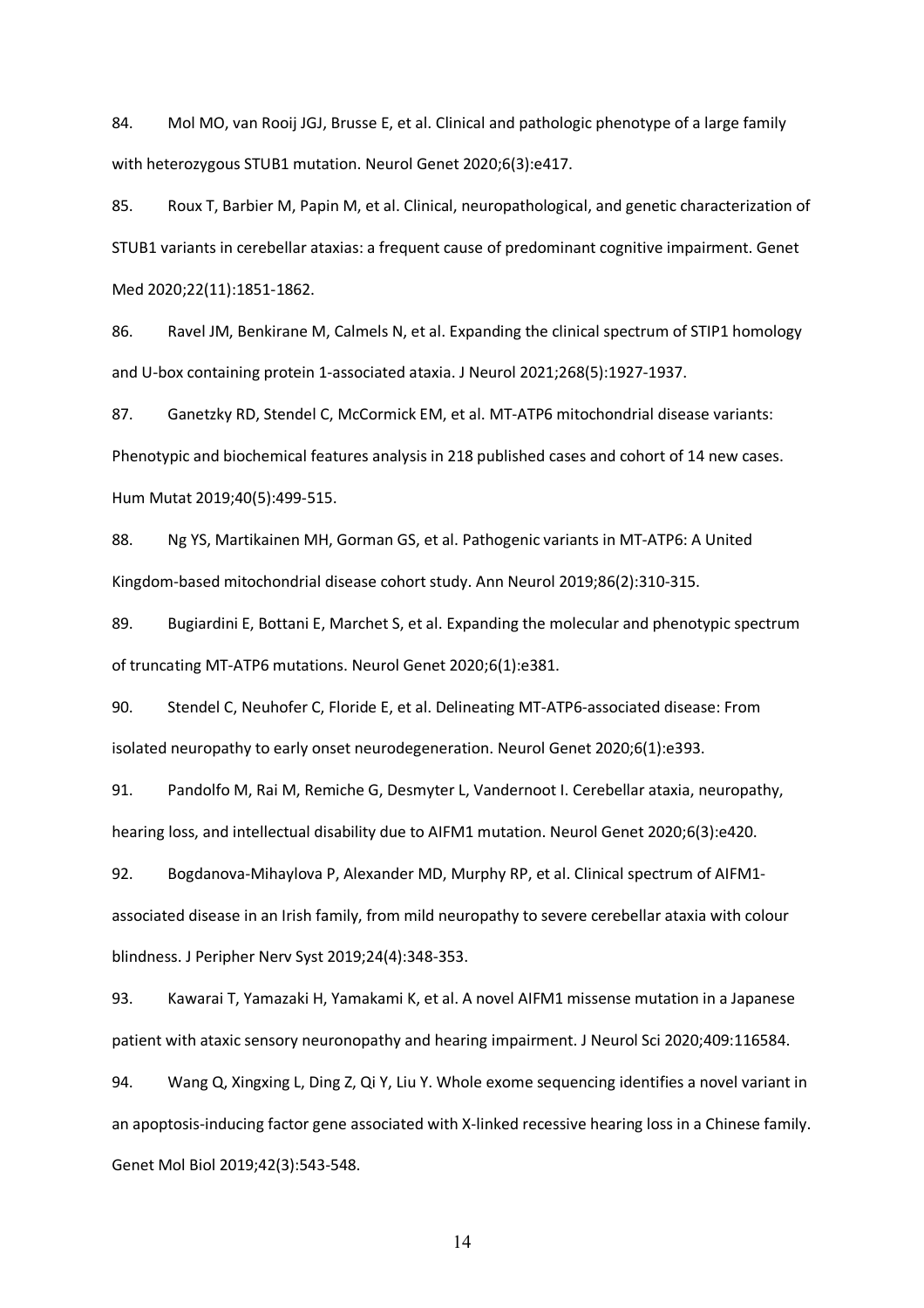84. Mol MO, van Rooij JGJ, Brusse E, et al. Clinical and pathologic phenotype of a large family with heterozygous STUB1 mutation. Neurol Genet 2020;6(3):e417.

85. Roux T, Barbier M, Papin M, et al. Clinical, neuropathological, and genetic characterization of STUB1 variants in cerebellar ataxias: a frequent cause of predominant cognitive impairment. Genet Med 2020;22(11):1851-1862.

86. Ravel JM, Benkirane M, Calmels N, et al. Expanding the clinical spectrum of STIP1 homology and U-box containing protein 1-associated ataxia. J Neurol 2021;268(5):1927-1937.

87. Ganetzky RD, Stendel C, McCormick EM, et al. MT-ATP6 mitochondrial disease variants: Phenotypic and biochemical features analysis in 218 published cases and cohort of 14 new cases. Hum Mutat 2019;40(5):499-515.

88. Ng YS, Martikainen MH, Gorman GS, et al. Pathogenic variants in MT-ATP6: A United Kingdom-based mitochondrial disease cohort study. Ann Neurol 2019;86(2):310-315.

89. Bugiardini E, Bottani E, Marchet S, et al. Expanding the molecular and phenotypic spectrum of truncating MT-ATP6 mutations. Neurol Genet 2020;6(1):e381.

90. Stendel C, Neuhofer C, Floride E, et al. Delineating MT-ATP6-associated disease: From isolated neuropathy to early onset neurodegeneration. Neurol Genet 2020;6(1):e393.

91. Pandolfo M, Rai M, Remiche G, Desmyter L, Vandernoot I. Cerebellar ataxia, neuropathy, hearing loss, and intellectual disability due to AIFM1 mutation. Neurol Genet 2020;6(3):e420.

92. Bogdanova-Mihaylova P, Alexander MD, Murphy RP, et al. Clinical spectrum of AIFM1-associated disease in an Irish family, from mild neuropathy to severe cerebellar ataxia with colour blindness. J Peripher Nerv Syst 2019;24(4):348-353.

93. Kawarai T, Yamazaki H, Yamakami K, et al. A novel AIFM1 missense mutation in a Japanese patient with ataxic sensory neuronopathy and hearing impairment. J Neurol Sci 2020;409:116584.

94. Wang Q, Xingxing L, Ding Z, Qi Y, Liu Y. Whole exome sequencing identifies a novel variant in an apoptosis-inducing factor gene associated with X-linked recessive hearing loss in a Chinese family. Genet Mol Biol 2019;42(3):543-548.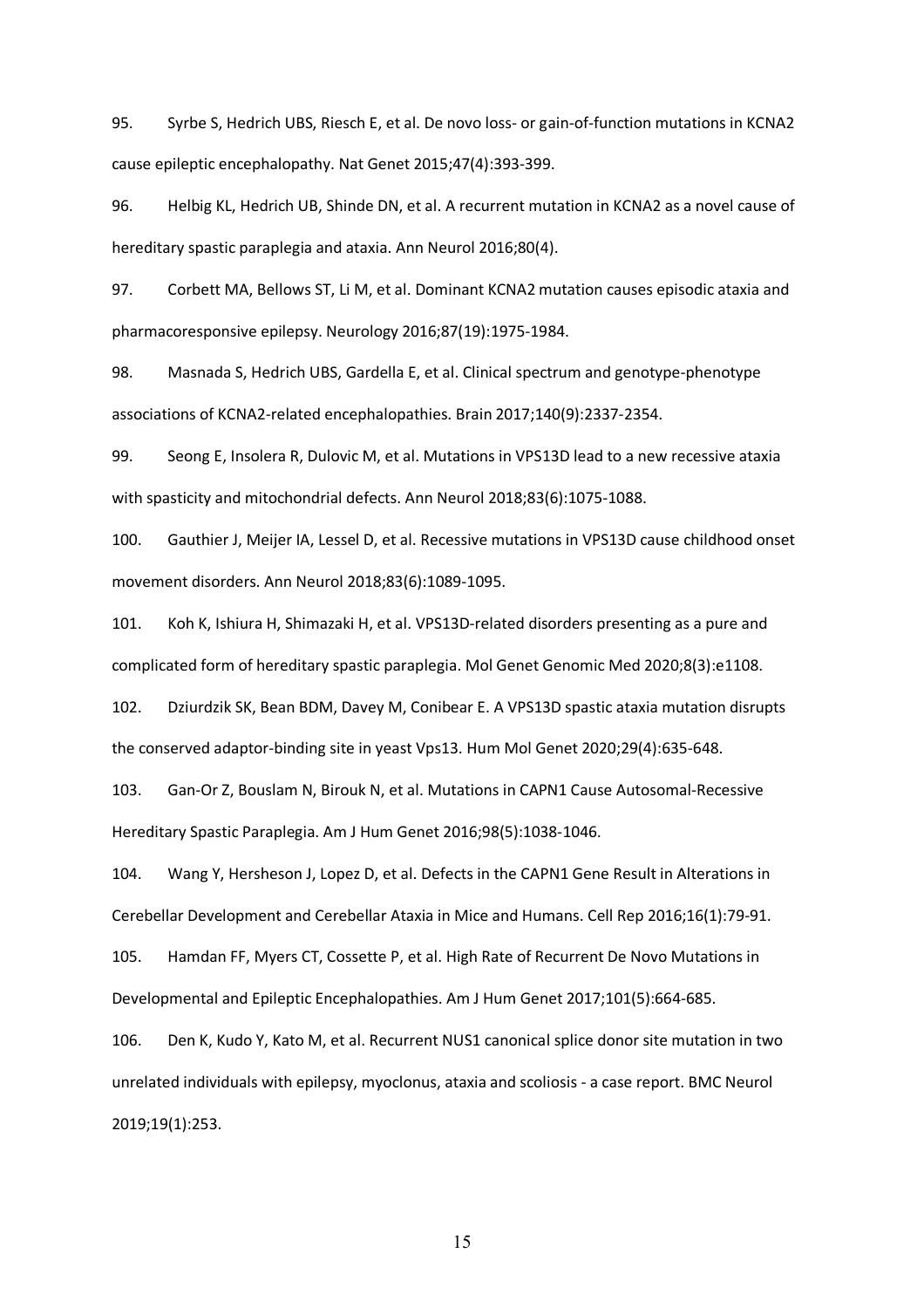95. Syrbe S, Hedrich UBS, Riesch E, et al. De novo loss- or gain-of-function mutations in KCNA2 cause epileptic encephalopathy. Nat Genet 2015;47(4):393-399.

96. Helbig KL, Hedrich UB, Shinde DN, et al. A recurrent mutation in KCNA2 as a novel cause of hereditary spastic paraplegia and ataxia. Ann Neurol 2016;80(4).

97. Corbett MA, Bellows ST, Li M, et al. Dominant KCNA2 mutation causes episodic ataxia and pharmacoresponsive epilepsy. Neurology 2016;87(19):1975-1984.

98. Masnada S, Hedrich UBS, Gardella E, et al. Clinical spectrum and genotype-phenotype associations of KCNA2-related encephalopathies. Brain 2017;140(9):2337-2354.

99. Seong E, Insolera R, Dulovic M, et al. Mutations in VPS13D lead to a new recessive ataxia with spasticity and mitochondrial defects. Ann Neurol 2018;83(6):1075-1088.

100. Gauthier J, Meijer IA, Lessel D, et al. Recessive mutations in VPS13D cause childhood onset movement disorders. Ann Neurol 2018;83(6):1089-1095.

101. Koh K, Ishiura H, Shimazaki H, et al. VPS13D-related disorders presenting as a pure and complicated form of hereditary spastic paraplegia. Mol Genet Genomic Med 2020;8(3):e1108.

102. Dziurdzik SK, Bean BDM, Davey M, Conibear E. A VPS13D spastic ataxia mutation disrupts the conserved adaptor-binding site in yeast Vps13. Hum Mol Genet 2020;29(4):635-648.

103. Gan-Or Z, Bouslam N, Birouk N, et al. Mutations in CAPN1 Cause Autosomal-Recessive Hereditary Spastic Paraplegia. Am J Hum Genet 2016;98(5):1038-1046.

104. Wang Y, Hersheson J, Lopez D, et al. Defects in the CAPN1 Gene Result in Alterations in Cerebellar Development and Cerebellar Ataxia in Mice and Humans. Cell Rep 2016;16(1):79-91.

105. Hamdan FF, Myers CT, Cossette P, et al. High Rate of Recurrent De Novo Mutations in Developmental and Epileptic Encephalopathies. Am J Hum Genet 2017;101(5):664-685.

106. Den K, Kudo Y, Kato M, et al. Recurrent NUS1 canonical splice donor site mutation in two unrelated individuals with epilepsy, myoclonus, ataxia and scoliosis - a case report. BMC Neurol 2019;19(1):253.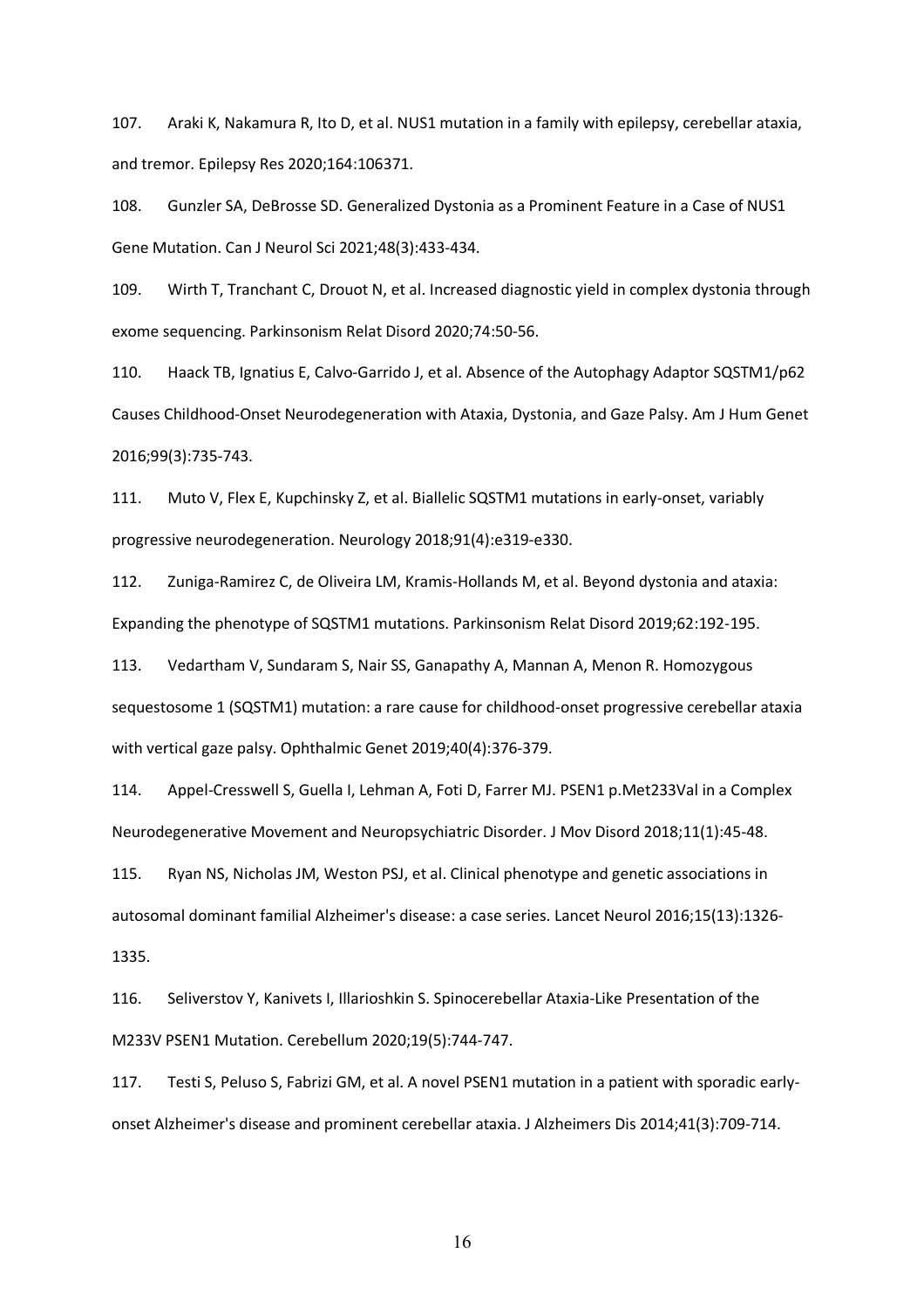107. Araki K, Nakamura R, Ito D, et al. NUS1 mutation in a family with epilepsy, cerebellar ataxia, and tremor. Epilepsy Res 2020;164:106371.

108. Gunzler SA, DeBrosse SD. Generalized Dystonia as a Prominent Feature in a Case of NUS1 Gene Mutation. Can J Neurol Sci 2021;48(3):433-434.

109. Wirth T, Tranchant C, Drouot N, et al. Increased diagnostic yield in complex dystonia through exome sequencing. Parkinsonism Relat Disord 2020;74:50-56.

110. Haack TB, Ignatius E, Calvo-Garrido J, et al. Absence of the Autophagy Adaptor SQSTM1/p62 Causes Childhood-Onset Neurodegeneration with Ataxia, Dystonia, and Gaze Palsy. Am J Hum Genet 2016;99(3):735-743.

111. Muto V, Flex E, Kupchinsky Z, et al. Biallelic SQSTM1 mutations in early-onset, variably progressive neurodegeneration. Neurology 2018;91(4):e319-e330.

112. Zuniga-Ramirez C, de Oliveira LM, Kramis-Hollands M, et al. Beyond dystonia and ataxia: Expanding the phenotype of SQSTM1 mutations. Parkinsonism Relat Disord 2019;62:192-195.

113. Vedartham V, Sundaram S, Nair SS, Ganapathy A, Mannan A, Menon R. Homozygous sequestosome 1 (SQSTM1) mutation: a rare cause for childhood-onset progressive cerebellar ataxia with vertical gaze palsy. Ophthalmic Genet 2019;40(4):376-379.

114. Appel-Cresswell S, Guella I, Lehman A, Foti D, Farrer MJ. PSEN1 p.Met233Val in a Complex Neurodegenerative Movement and Neuropsychiatric Disorder. J Mov Disord 2018;11(1):45-48.

115. Ryan NS, Nicholas JM, Weston PSJ, et al. Clinical phenotype and genetic associations in autosomal dominant familial Alzheimer's disease: a case series. Lancet Neurol 2016;15(13):1326-1335.

116. Seliverstov Y, Kanivets I, Illarioshkin S. Spinocerebellar Ataxia-Like Presentation of the M233V PSEN1 Mutation. Cerebellum 2020;19(5):744-747.

117. Testi S, Peluso S, Fabrizi GM, et al. A novel PSEN1 mutation in a patient with sporadic early-onset Alzheimer's disease and prominent cerebellar ataxia. J Alzheimers Dis 2014;41(3):709-714.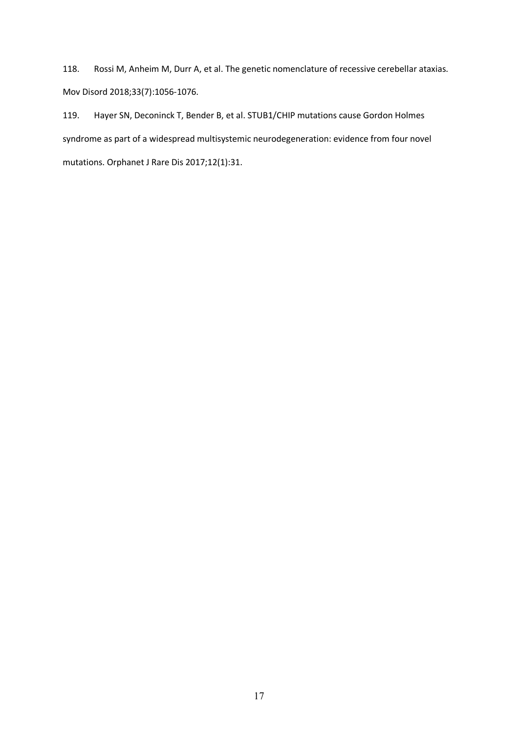118. Rossi M, Anheim M, Durr A, et al. The genetic nomenclature of recessive cerebellar ataxias. Mov Disord 2018;33(7):1056-1076.

119. Hayer SN, Deconinck T, Bender B, et al. STUB1/CHIP mutations cause Gordon Holmes syndrome as part of a widespread multisystemic neurodegeneration: evidence from four novel mutations. Orphanet J Rare Dis 2017;12(1):31.